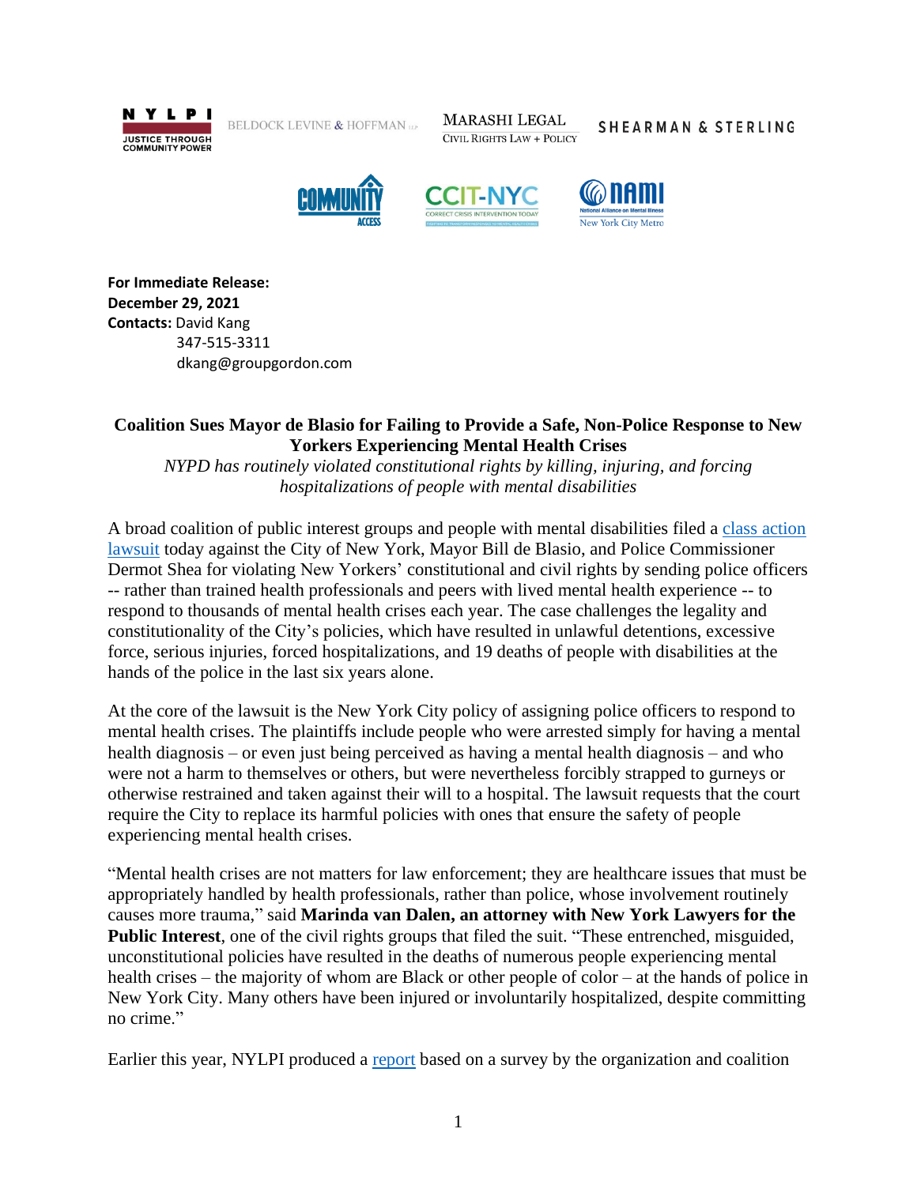**For Immediate Release:**
**December 29, 2021**
**Contacts:** David Kang
347-515-3311
dkang@groupgordon.com

## Coalition Sues Mayor de Blasio for Failing to Provide a Safe, Non-Police Response to New Yorkers Experiencing Mental Health Crises

*NYPD has routinely violated constitutional rights by killing, injuring, and forcing hospitalizations of people with mental disabilities*

A broad coalition of public interest groups and people with mental disabilities filed a class action lawsuit today against the City of New York, Mayor Bill de Blasio, and Police Commissioner Dermot Shea for violating New Yorkers' constitutional and civil rights by sending police officers -- rather than trained health professionals and peers with lived mental health experience -- to respond to thousands of mental health crises each year. The case challenges the legality and constitutionality of the City's policies, which have resulted in unlawful detentions, excessive force, serious injuries, forced hospitalizations, and 19 deaths of people with disabilities at the hands of the police in the last six years alone.

At the core of the lawsuit is the New York City policy of assigning police officers to respond to mental health crises. The plaintiffs include people who were arrested simply for having a mental health diagnosis – or even just being perceived as having a mental health diagnosis – and who were not a harm to themselves or others, but were nevertheless forcibly strapped to gurneys or otherwise restrained and taken against their will to a hospital. The lawsuit requests that the court require the City to replace its harmful policies with ones that ensure the safety of people experiencing mental health crises.

"Mental health crises are not matters for law enforcement; they are healthcare issues that must be appropriately handled by health professionals, rather than police, whose involvement routinely causes more trauma," said **Marinda van Dalen, an attorney with New York Lawyers for the Public Interest**, one of the civil rights groups that filed the suit. "These entrenched, misguided, unconstitutional policies have resulted in the deaths of numerous people experiencing mental health crises – the majority of whom are Black or other people of color – at the hands of police in New York City. Many others have been injured or involuntarily hospitalized, despite committing no crime."

Earlier this year, NYLPI produced a report based on a survey by the organization and coalition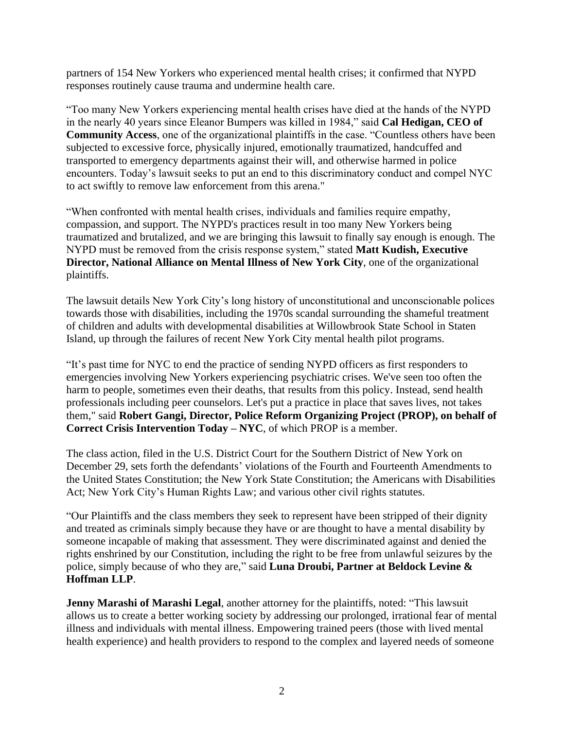partners of 154 New Yorkers who experienced mental health crises; it confirmed that NYPD responses routinely cause trauma and undermine health care.

"Too many New Yorkers experiencing mental health crises have died at the hands of the NYPD in the nearly 40 years since Eleanor Bumpers was killed in 1984," said **Cal Hedigan, CEO of Community Access**, one of the organizational plaintiffs in the case. "Countless others have been subjected to excessive force, physically injured, emotionally traumatized, handcuffed and transported to emergency departments against their will, and otherwise harmed in police encounters. Today's lawsuit seeks to put an end to this discriminatory conduct and compel NYC to act swiftly to remove law enforcement from this arena."

"When confronted with mental health crises, individuals and families require empathy, compassion, and support. The NYPD's practices result in too many New Yorkers being traumatized and brutalized, and we are bringing this lawsuit to finally say enough is enough. The NYPD must be removed from the crisis response system," stated **Matt Kudish, Executive Director, National Alliance on Mental Illness of New York City**, one of the organizational plaintiffs.

The lawsuit details New York City's long history of unconstitutional and unconscionable polices towards those with disabilities, including the 1970s scandal surrounding the shameful treatment of children and adults with developmental disabilities at Willowbrook State School in Staten Island, up through the failures of recent New York City mental health pilot programs.

"It's past time for NYC to end the practice of sending NYPD officers as first responders to emergencies involving New Yorkers experiencing psychiatric crises. We've seen too often the harm to people, sometimes even their deaths, that results from this policy. Instead, send health professionals including peer counselors. Let's put a practice in place that saves lives, not takes them," said **Robert Gangi, Director, Police Reform Organizing Project (PROP), on behalf of Correct Crisis Intervention Today – NYC**, of which PROP is a member.

The class action, filed in the U.S. District Court for the Southern District of New York on December 29, sets forth the defendants' violations of the Fourth and Fourteenth Amendments to the United States Constitution; the New York State Constitution; the Americans with Disabilities Act; New York City's Human Rights Law; and various other civil rights statutes.

"Our Plaintiffs and the class members they seek to represent have been stripped of their dignity and treated as criminals simply because they have or are thought to have a mental disability by someone incapable of making that assessment. They were discriminated against and denied the rights enshrined by our Constitution, including the right to be free from unlawful seizures by the police, simply because of who they are," said **Luna Droubi, Partner at Beldock Levine & Hoffman LLP**.

**Jenny Marashi of Marashi Legal**, another attorney for the plaintiffs, noted: "This lawsuit allows us to create a better working society by addressing our prolonged, irrational fear of mental illness and individuals with mental illness. Empowering trained peers (those with lived mental health experience) and health providers to respond to the complex and layered needs of someone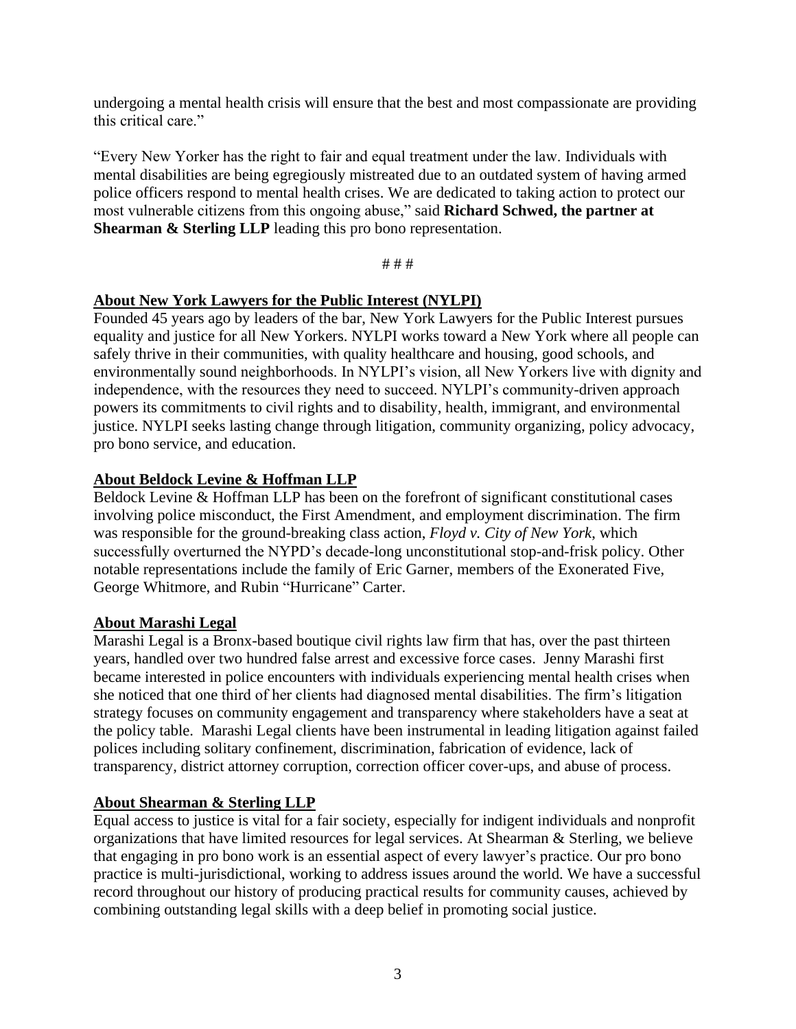undergoing a mental health crisis will ensure that the best and most compassionate are providing this critical care."

"Every New Yorker has the right to fair and equal treatment under the law. Individuals with mental disabilities are being egregiously mistreated due to an outdated system of having armed police officers respond to mental health crises. We are dedicated to taking action to protect our most vulnerable citizens from this ongoing abuse," said **Richard Schwed, the partner at Shearman & Sterling LLP** leading this pro bono representation.

# # #

**About New York Lawyers for the Public Interest (NYLPI)**

Founded 45 years ago by leaders of the bar, New York Lawyers for the Public Interest pursues equality and justice for all New Yorkers. NYLPI works toward a New York where all people can safely thrive in their communities, with quality healthcare and housing, good schools, and environmentally sound neighborhoods. In NYLPI's vision, all New Yorkers live with dignity and independence, with the resources they need to succeed. NYLPI's community-driven approach powers its commitments to civil rights and to disability, health, immigrant, and environmental justice. NYLPI seeks lasting change through litigation, community organizing, policy advocacy, pro bono service, and education.

**About Beldock Levine & Hoffman LLP**

Beldock Levine & Hoffman LLP has been on the forefront of significant constitutional cases involving police misconduct, the First Amendment, and employment discrimination. The firm was responsible for the ground-breaking class action, *Floyd v. City of New York*, which successfully overturned the NYPD's decade-long unconstitutional stop-and-frisk policy. Other notable representations include the family of Eric Garner, members of the Exonerated Five, George Whitmore, and Rubin "Hurricane" Carter.

**About Marashi Legal**

Marashi Legal is a Bronx-based boutique civil rights law firm that has, over the past thirteen years, handled over two hundred false arrest and excessive force cases. Jenny Marashi first became interested in police encounters with individuals experiencing mental health crises when she noticed that one third of her clients had diagnosed mental disabilities. The firm's litigation strategy focuses on community engagement and transparency where stakeholders have a seat at the policy table. Marashi Legal clients have been instrumental in leading litigation against failed polices including solitary confinement, discrimination, fabrication of evidence, lack of transparency, district attorney corruption, correction officer cover-ups, and abuse of process.

**About Shearman & Sterling LLP**

Equal access to justice is vital for a fair society, especially for indigent individuals and nonprofit organizations that have limited resources for legal services. At Shearman & Sterling, we believe that engaging in pro bono work is an essential aspect of every lawyer's practice. Our pro bono practice is multi-jurisdictional, working to address issues around the world. We have a successful record throughout our history of producing practical results for community causes, achieved by combining outstanding legal skills with a deep belief in promoting social justice.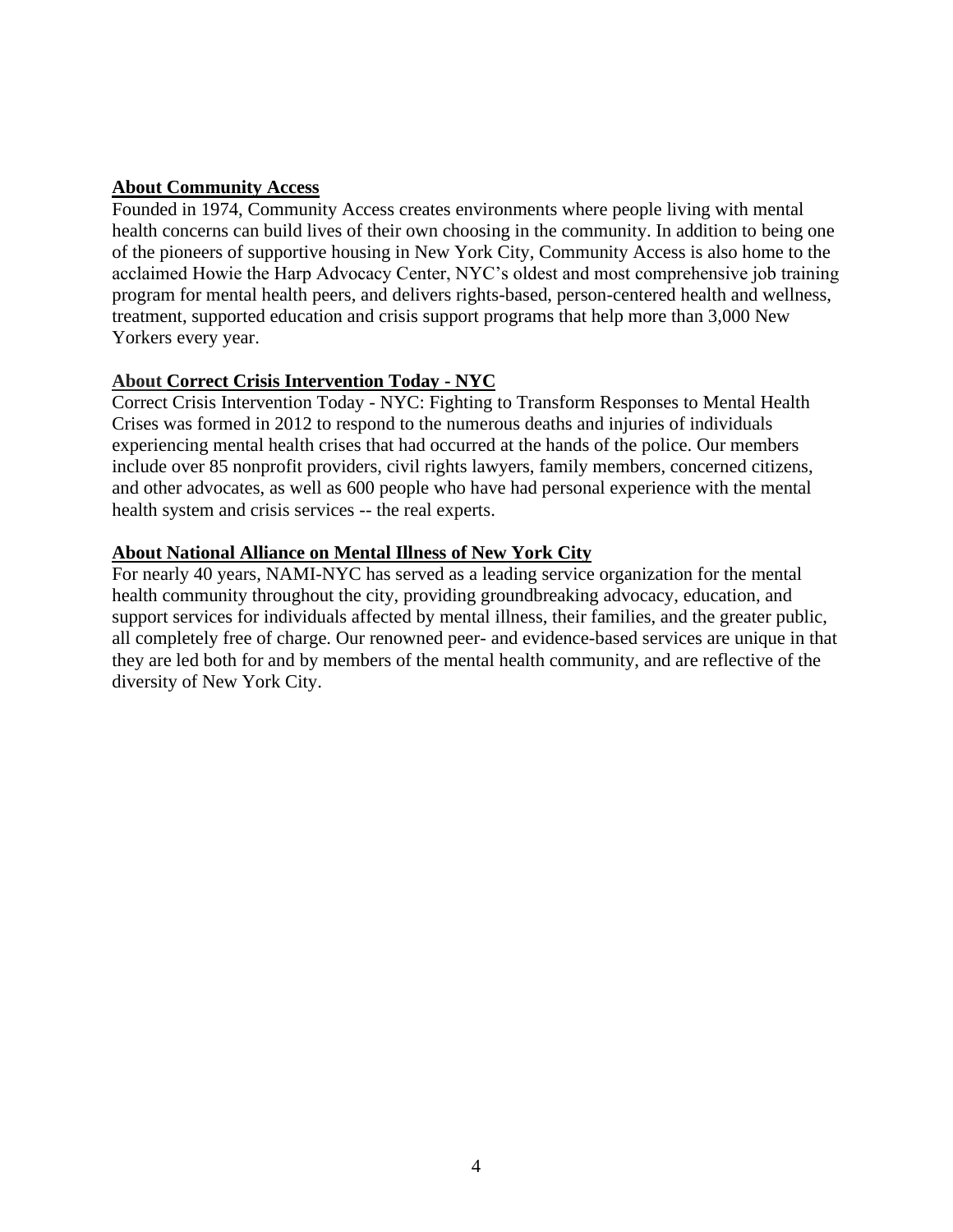**About Community Access**

Founded in 1974, Community Access creates environments where people living with mental health concerns can build lives of their own choosing in the community. In addition to being one of the pioneers of supportive housing in New York City, Community Access is also home to the acclaimed Howie the Harp Advocacy Center, NYC's oldest and most comprehensive job training program for mental health peers, and delivers rights-based, person-centered health and wellness, treatment, supported education and crisis support programs that help more than 3,000 New Yorkers every year.

**About Correct Crisis Intervention Today - NYC**

Correct Crisis Intervention Today - NYC: Fighting to Transform Responses to Mental Health Crises was formed in 2012 to respond to the numerous deaths and injuries of individuals experiencing mental health crises that had occurred at the hands of the police. Our members include over 85 nonprofit providers, civil rights lawyers, family members, concerned citizens, and other advocates, as well as 600 people who have had personal experience with the mental health system and crisis services -- the real experts.

**About National Alliance on Mental Illness of New York City**

For nearly 40 years, NAMI-NYC has served as a leading service organization for the mental health community throughout the city, providing groundbreaking advocacy, education, and support services for individuals affected by mental illness, their families, and the greater public, all completely free of charge. Our renowned peer- and evidence-based services are unique in that they are led both for and by members of the mental health community, and are reflective of the diversity of New York City.